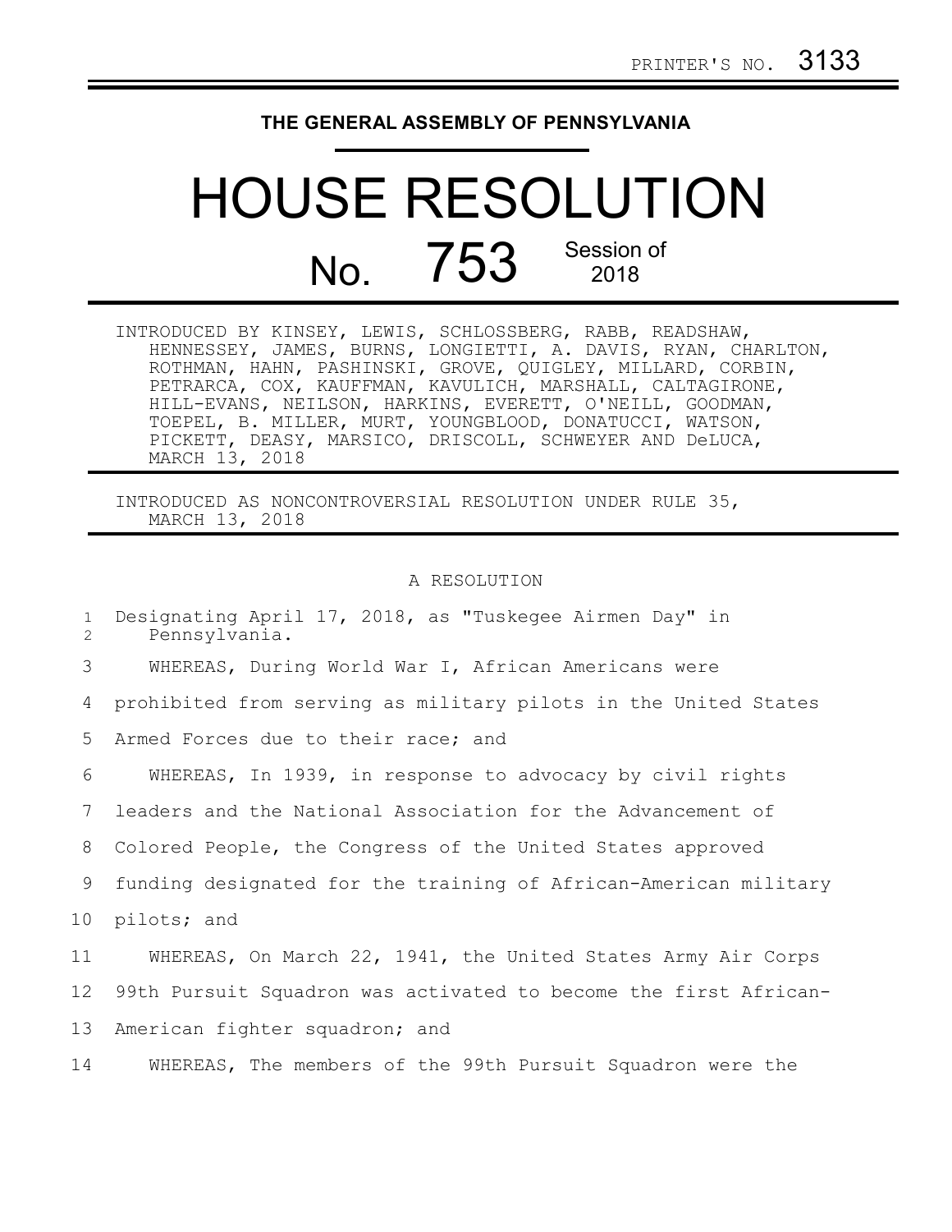PRINTER'S NO. 3133

# THE GENERAL ASSEMBLY OF PENNSYLVANIA

# HOUSE RESOLUTION

## No. 753 Session of 2018

INTRODUCED BY KINSEY, LEWIS, SCHLOSSBERG, RABB, READSHAW, HENNESSEY, JAMES, BURNS, LONGIETTI, A. DAVIS, RYAN, CHARLTON, ROTHMAN, HAHN, PASHINSKI, GROVE, QUIGLEY, MILLARD, CORBIN, PETRARCA, COX, KAUFFMAN, KAVULICH, MARSHALL, CALTAGIRONE, HILL-EVANS, NEILSON, HARKINS, EVERETT, O'NEILL, GOODMAN, TOEPEL, B. MILLER, MURT, YOUNGBLOOD, DONATUCCI, WATSON, PICKETT, DEASY, MARSICO, DRISCOLL, SCHWEYER AND DeLUCA, MARCH 13, 2018

INTRODUCED AS NONCONTROVERSIAL RESOLUTION UNDER RULE 35, MARCH 13, 2018

A RESOLUTION

Designating April 17, 2018, as "Tuskegee Airmen Day" in Pennsylvania.

WHEREAS, During World War I, African Americans were prohibited from serving as military pilots in the United States Armed Forces due to their race; and

WHEREAS, In 1939, in response to advocacy by civil rights leaders and the National Association for the Advancement of Colored People, the Congress of the United States approved funding designated for the training of African-American military pilots; and

WHEREAS, On March 22, 1941, the United States Army Air Corps 99th Pursuit Squadron was activated to become the first African-American fighter squadron; and

WHEREAS, The members of the 99th Pursuit Squadron were the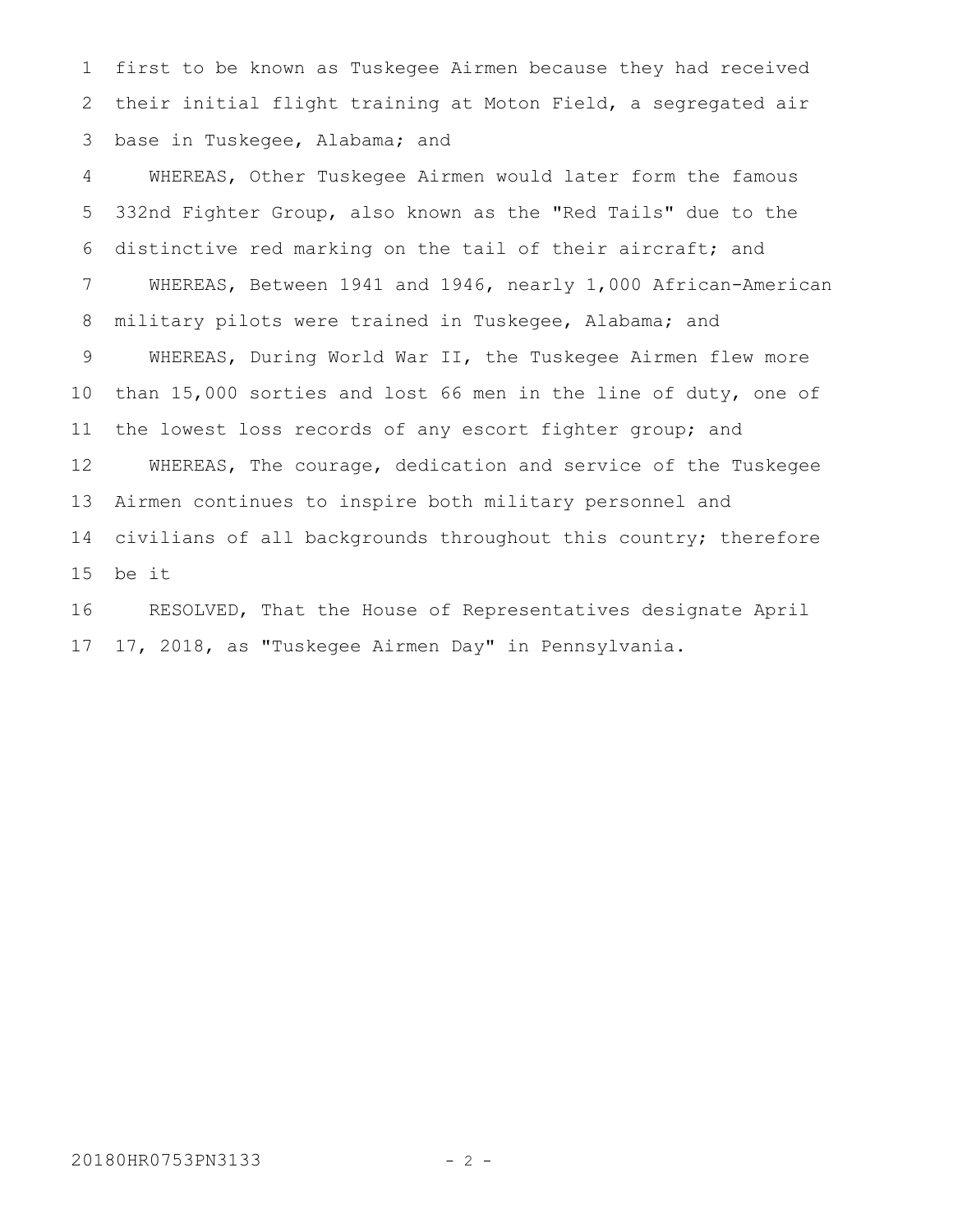first to be known as Tuskegee Airmen because they had received their initial flight training at Moton Field, a segregated air base in Tuskegee, Alabama; and

WHEREAS, Other Tuskegee Airmen would later form the famous 332nd Fighter Group, also known as the "Red Tails" due to the distinctive red marking on the tail of their aircraft; and

WHEREAS, Between 1941 and 1946, nearly 1,000 African-American military pilots were trained in Tuskegee, Alabama; and

WHEREAS, During World War II, the Tuskegee Airmen flew more than 15,000 sorties and lost 66 men in the line of duty, one of the lowest loss records of any escort fighter group; and

WHEREAS, The courage, dedication and service of the Tuskegee Airmen continues to inspire both military personnel and civilians of all backgrounds throughout this country; therefore be it

RESOLVED, That the House of Representatives designate April 17, 2018, as "Tuskegee Airmen Day" in Pennsylvania.